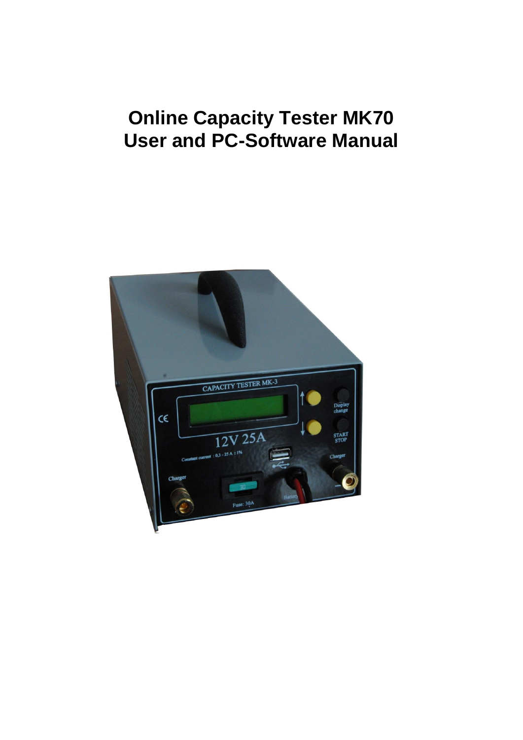# Online Capacity Tester MK70
# User and PC-Software Manual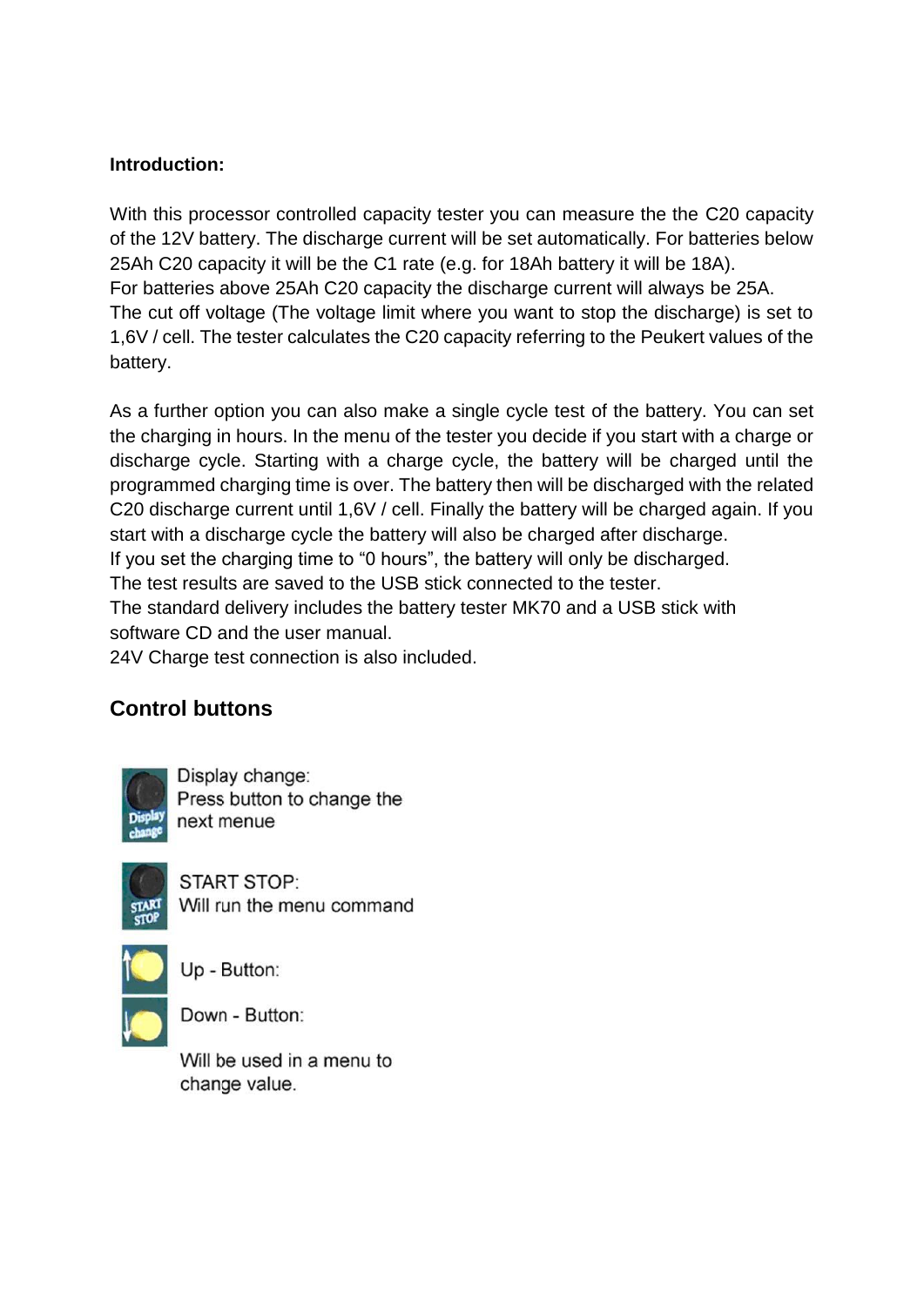**Introduction:**

With this processor controlled capacity tester you can measure the the C20 capacity of the 12V battery. The discharge current will be set automatically. For batteries below 25Ah C20 capacity it will be the C1 rate (e.g. for 18Ah battery it will be 18A).
For batteries above 25Ah C20 capacity the discharge current will always be 25A.
The cut off voltage (The voltage limit where you want to stop the discharge) is set to 1,6V / cell. The tester calculates the C20 capacity referring to the Peukert values of the battery.

As a further option you can also make a single cycle test of the battery. You can set the charging in hours. In the menu of the tester you decide if you start with a charge or discharge cycle. Starting with a charge cycle, the battery will be charged until the programmed charging time is over. The battery then will be discharged with the related C20 discharge current until 1,6V / cell. Finally the battery will be charged again. If you start with a discharge cycle the battery will also be charged after discharge.
If you set the charging time to “0 hours”, the battery will only be discharged.
The test results are saved to the USB stick connected to the tester.
The standard delivery includes the battery tester MK70 and a USB stick with software CD and the user manual.
24V Charge test connection is also included.

## Control buttons

Display change:
Press button to change the next menue

START STOP:
Will run the menu command

Up - Button:

Down - Button:

Will be used in a menu to change value.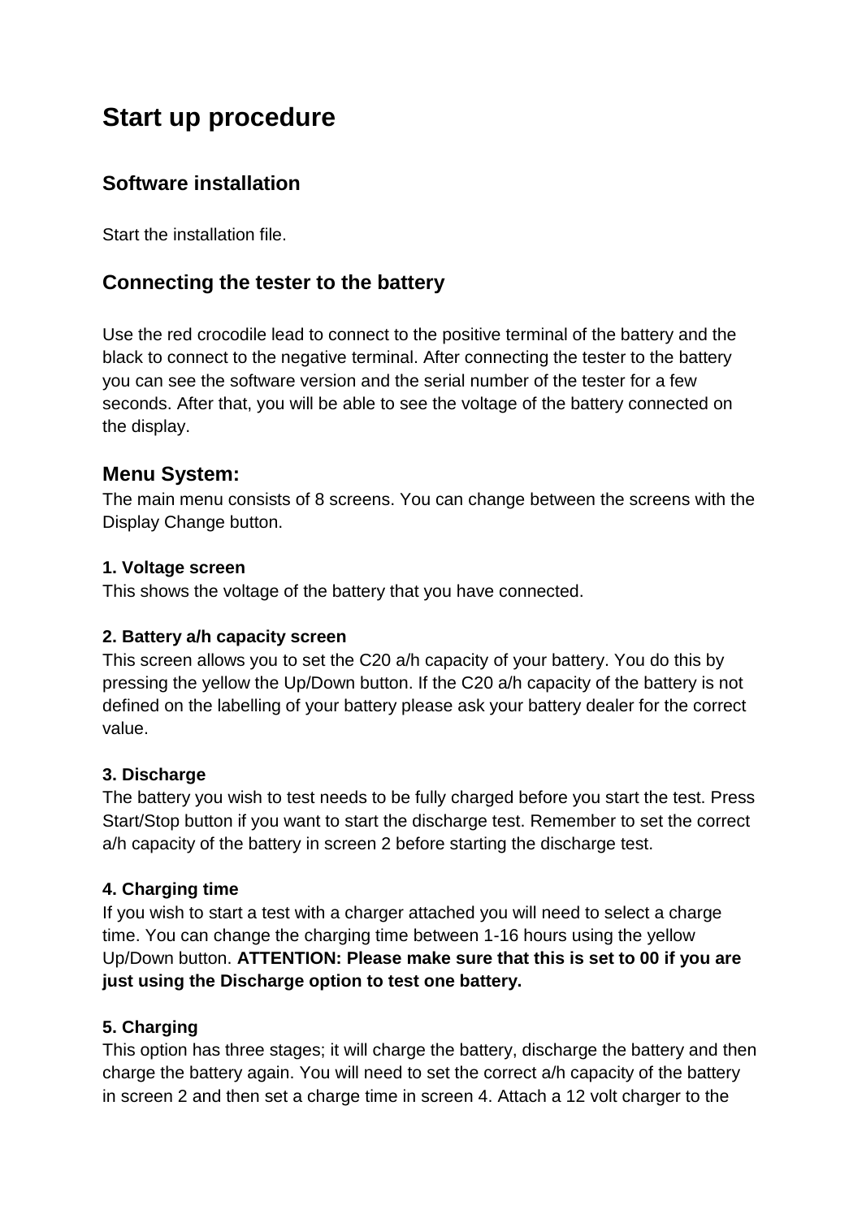# Start up procedure

## Software installation

Start the installation file.

## Connecting the tester to the battery

Use the red crocodile lead to connect to the positive terminal of the battery and the black to connect to the negative terminal. After connecting the tester to the battery you can see the software version and the serial number of the tester for a few seconds. After that, you will be able to see the voltage of the battery connected on the display.

## Menu System:

The main menu consists of 8 screens. You can change between the screens with the Display Change button.

**1. Voltage screen**
This shows the voltage of the battery that you have connected.

**2. Battery a/h capacity screen**
This screen allows you to set the C20 a/h capacity of your battery. You do this by pressing the yellow the Up/Down button. If the C20 a/h capacity of the battery is not defined on the labelling of your battery please ask your battery dealer for the correct value.

**3. Discharge**
The battery you wish to test needs to be fully charged before you start the test. Press Start/Stop button if you want to start the discharge test. Remember to set the correct a/h capacity of the battery in screen 2 before starting the discharge test.

**4. Charging time**
If you wish to start a test with a charger attached you will need to select a charge time. You can change the charging time between 1-16 hours using the yellow Up/Down button. **ATTENTION: Please make sure that this is set to 00 if you are just using the Discharge option to test one battery.**

**5. Charging**
This option has three stages; it will charge the battery, discharge the battery and then charge the battery again. You will need to set the correct a/h capacity of the battery in screen 2 and then set a charge time in screen 4. Attach a 12 volt charger to the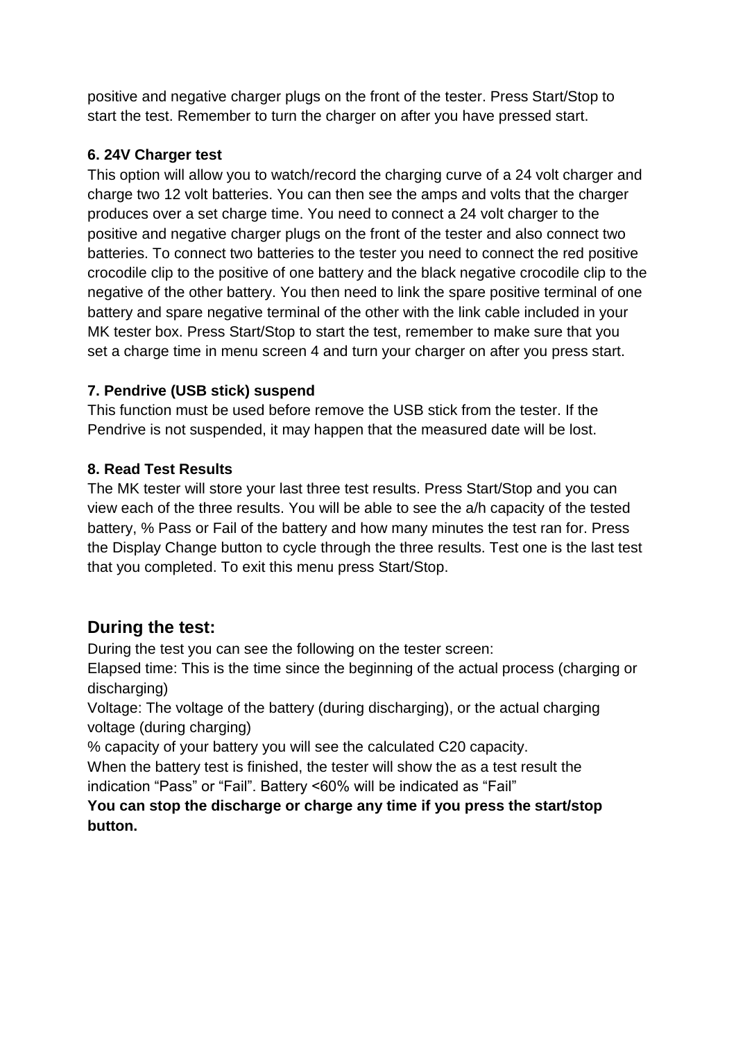positive and negative charger plugs on the front of the tester. Press Start/Stop to start the test. Remember to turn the charger on after you have pressed start.

**6. 24V Charger test**

This option will allow you to watch/record the charging curve of a 24 volt charger and charge two 12 volt batteries. You can then see the amps and volts that the charger produces over a set charge time. You need to connect a 24 volt charger to the positive and negative charger plugs on the front of the tester and also connect two batteries. To connect two batteries to the tester you need to connect the red positive crocodile clip to the positive of one battery and the black negative crocodile clip to the negative of the other battery. You then need to link the spare positive terminal of one battery and spare negative terminal of the other with the link cable included in your MK tester box. Press Start/Stop to start the test, remember to make sure that you set a charge time in menu screen 4 and turn your charger on after you press start.

**7. Pendrive (USB stick) suspend**

This function must be used before remove the USB stick from the tester. If the Pendrive is not suspended, it may happen that the measured date will be lost.

**8. Read Test Results**

The MK tester will store your last three test results. Press Start/Stop and you can view each of the three results. You will be able to see the a/h capacity of the tested battery, % Pass or Fail of the battery and how many minutes the test ran for. Press the Display Change button to cycle through the three results. Test one is the last test that you completed. To exit this menu press Start/Stop.

## During the test:

During the test you can see the following on the tester screen:

Elapsed time: This is the time since the beginning of the actual process (charging or discharging)

Voltage: The voltage of the battery (during discharging), or the actual charging voltage (during charging)

% capacity of your battery you will see the calculated C20 capacity.

When the battery test is finished, the tester will show the as a test result the indication “Pass” or “Fail”. Battery <60% will be indicated as “Fail”

**You can stop the discharge or charge any time if you press the start/stop button.**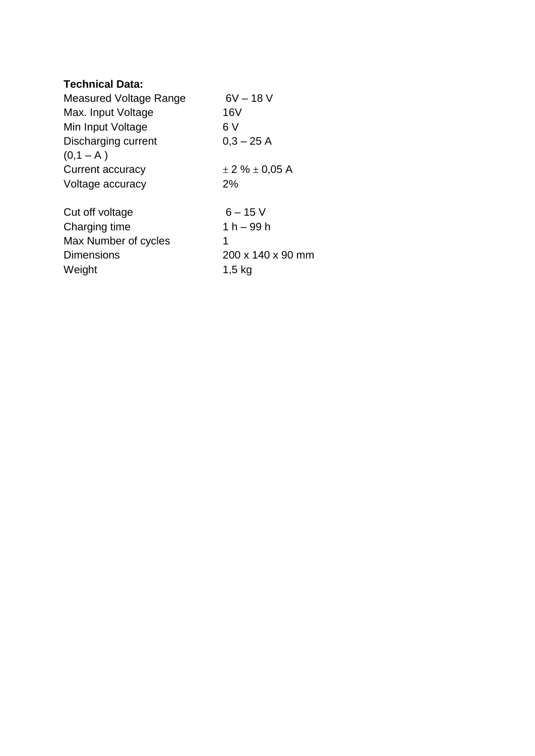**Technical Data:**

| | |
|---|---|
| Measured Voltage Range | 6V – 18 V |
| Max. Input Voltage | 16V |
| Min Input Voltage | 6 V |
| Discharging current (0,1 – A ) | 0,3 – 25 A |
| Current accuracy | ± 2 % ± 0,05 A |
| Voltage accuracy | 2% |
| | |
| Cut off voltage | 6 – 15 V |
| Charging time | 1 h – 99 h |
| Max Number of cycles | 1 |
| Dimensions | 200 x 140 x 90 mm |
| Weight | 1,5 kg |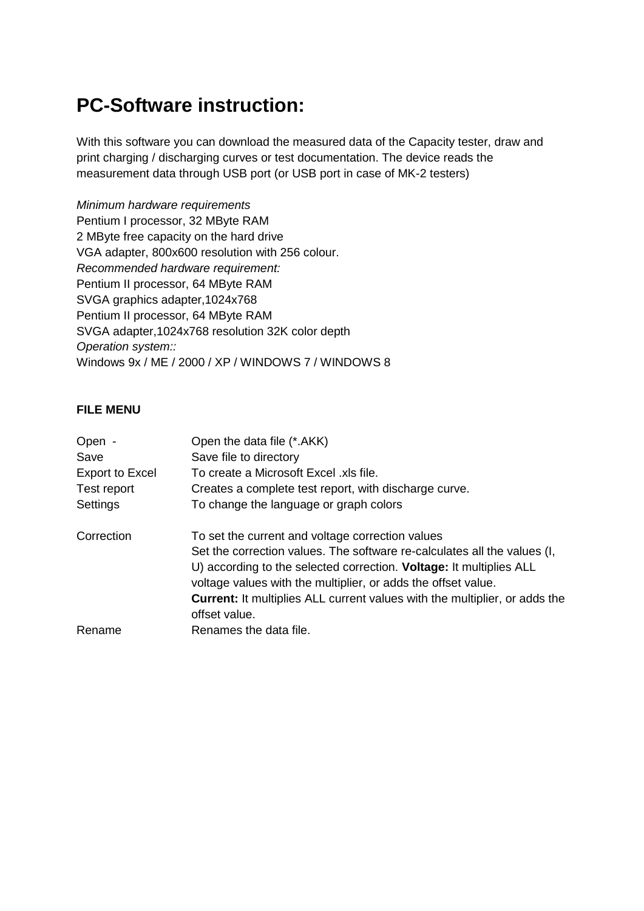# PC-Software instruction:

With this software you can download the measured data of the Capacity tester, draw and print charging / discharging curves or test documentation. The device reads the measurement data through USB port (or USB port in case of MK-2 testers)

*Minimum hardware requirements*
Pentium I processor, 32 MByte RAM
2 MByte free capacity on the hard drive
VGA adapter, 800x600 resolution with 256 colour.
*Recommended hardware requirement:*
Pentium II processor, 64 MByte RAM
SVGA graphics adapter,1024x768
Pentium II processor, 64 MByte RAM
SVGA adapter,1024x768 resolution 32K color depth
*Operation system::*
Windows 9x / ME / 2000 / XP / WINDOWS 7 / WINDOWS 8

**FILE MENU**

| | |
|---|---|
| Open - | Open the data file (*.AKK) |
| Save | Save file to directory |
| Export to Excel | To create a Microsoft Excel .xls file. |
| Test report | Creates a complete test report, with discharge curve. |
| Settings | To change the language or graph colors |
| Correction | To set the current and voltage correction values<br>Set the correction values. The software re-calculates all the values (I, U) according to the selected correction. **Voltage:** It multiplies ALL voltage values with the multiplier, or adds the offset value.<br>**Current:** It multiplies ALL current values with the multiplier, or adds the offset value. |
| Rename | Renames the data file. |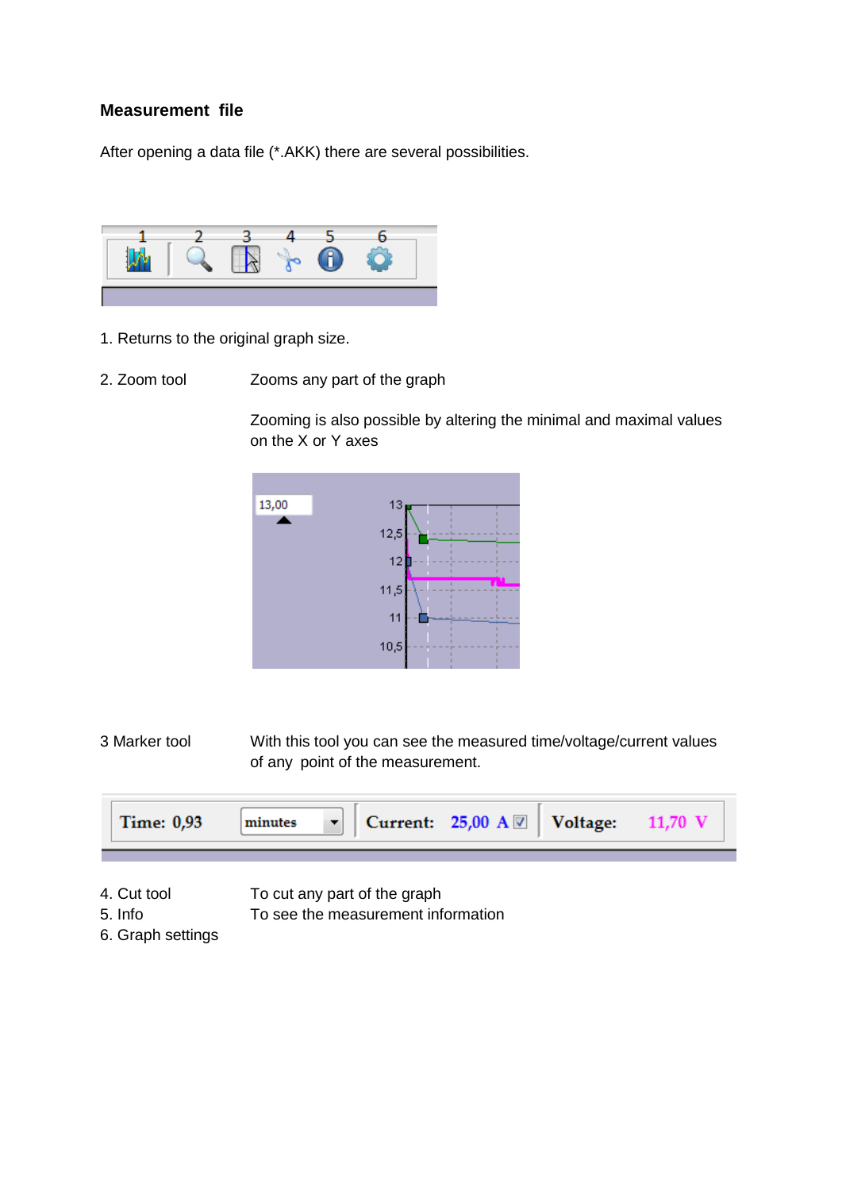**Measurement file**

After opening a data file (*.AKK) there are several possibilities.

1. Returns to the original graph size.

2. Zoom tool — Zooms any part of the graph

Zooming is also possible by altering the minimal and maximal values on the X or Y axes

3 Marker tool — With this tool you can see the measured time/voltage/current values of any point of the measurement.

4. Cut tool — To cut any part of the graph

5. Info — To see the measurement information

6. Graph settings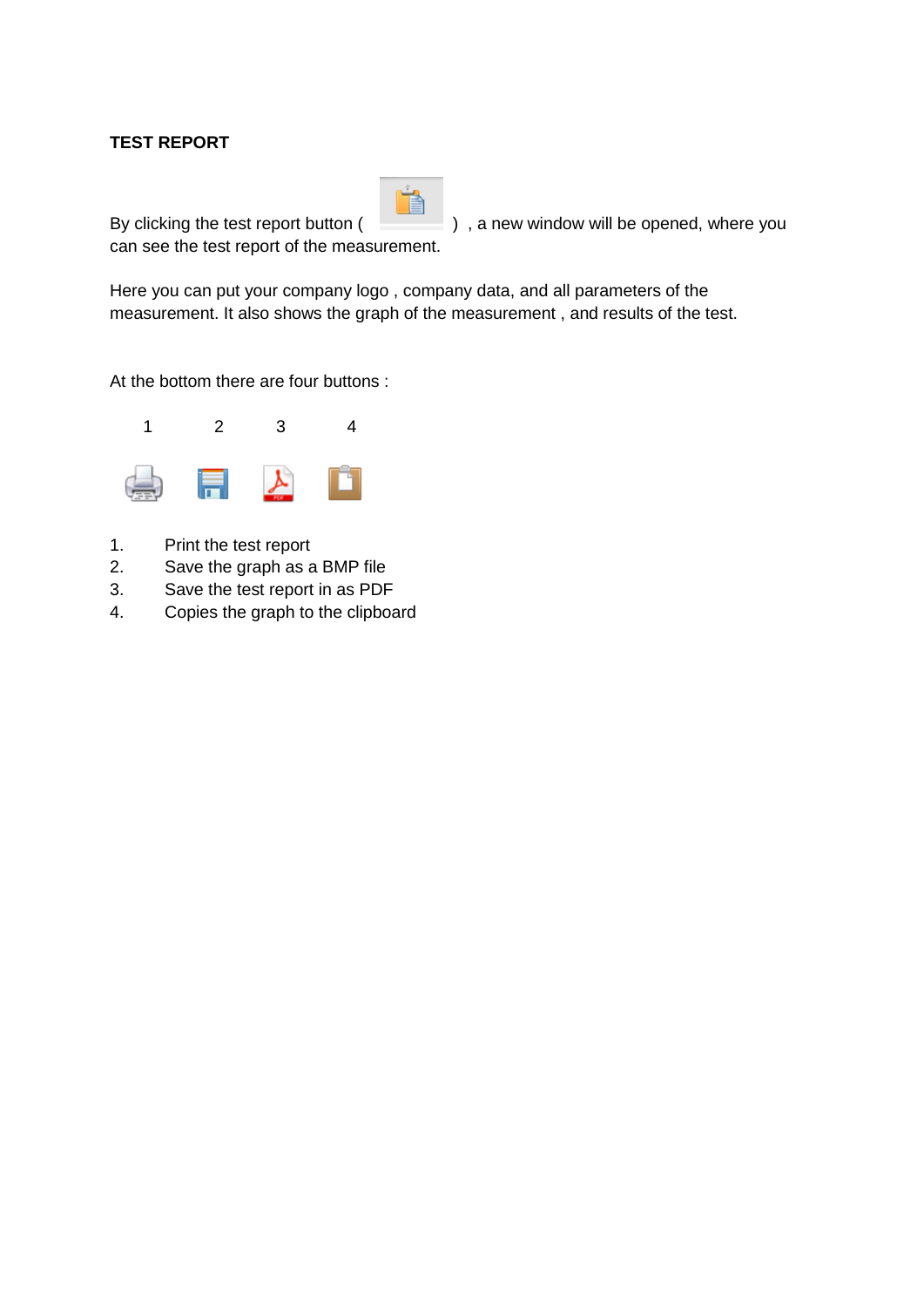# TEST REPORT

By clicking the test report button ( ) , a new window will be opened, where you can see the test report of the measurement.

Here you can put your company logo , company data, and all parameters of the measurement. It also shows the graph of the measurement , and results of the test.

At the bottom there are four buttons :

1 2 3 4

1. Print the test report
2. Save the graph as a BMP file
3. Save the test report in as PDF
4. Copies the graph to the clipboard